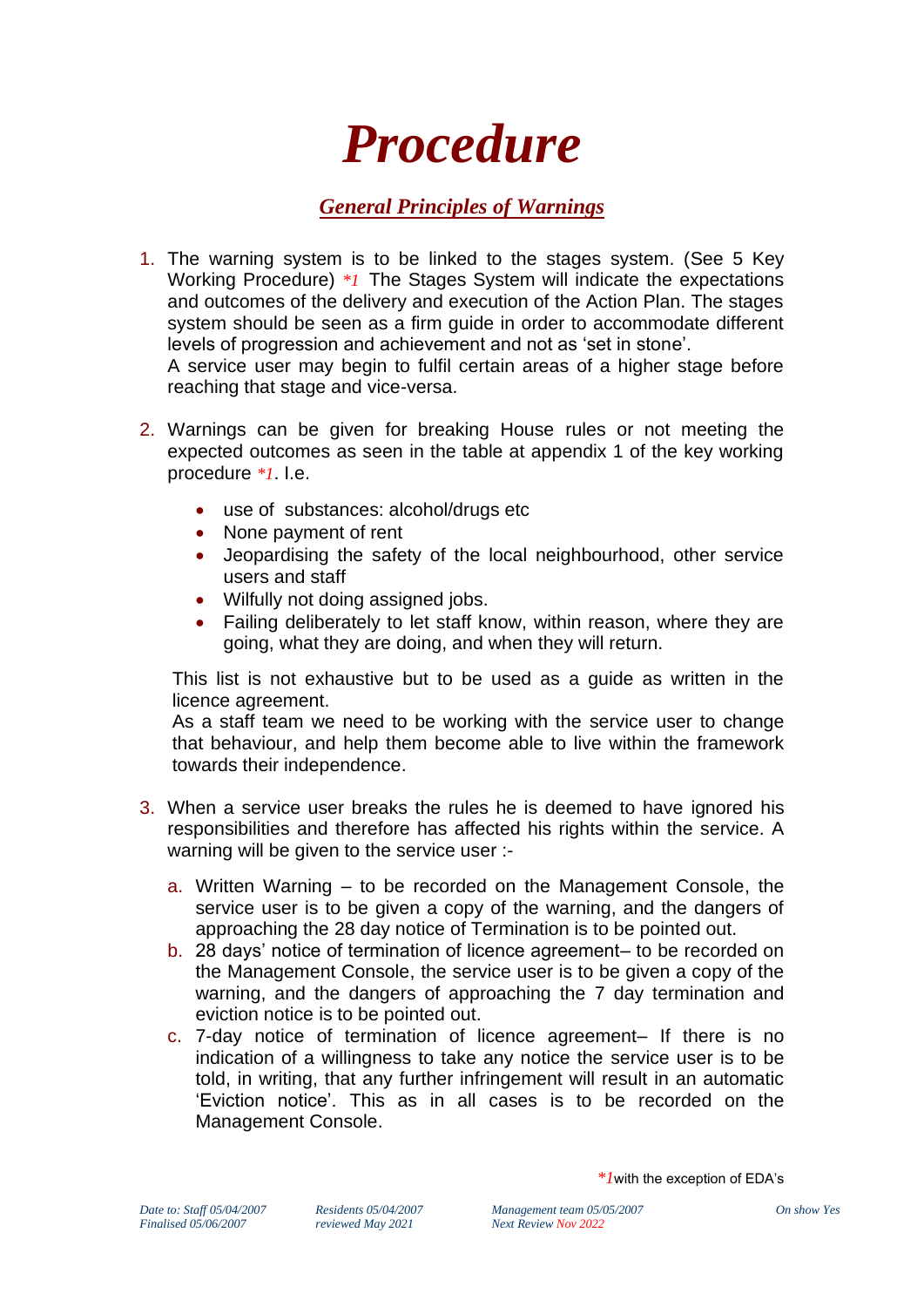# *Procedure*

## *General Principles of Warnings*

1. The warning system is to be linked to the stages system. (See 5 Key Working Procedure) *\*1* The Stages System will indicate the expectations and outcomes of the delivery and execution of the Action Plan. The stages system should be seen as a firm guide in order to accommodate different levels of progression and achievement and not as 'set in stone'.
   A service user may begin to fulfil certain areas of a higher stage before reaching that stage and vice-versa.

2. Warnings can be given for breaking House rules or not meeting the expected outcomes as seen in the table at appendix 1 of the key working procedure *\*1*. I.e.

   - use of substances: alcohol/drugs etc
   - None payment of rent
   - Jeopardising the safety of the local neighbourhood, other service users and staff
   - Wilfully not doing assigned jobs.
   - Failing deliberately to let staff know, within reason, where they are going, what they are doing, and when they will return.

   This list is not exhaustive but to be used as a guide as written in the licence agreement.
   As a staff team we need to be working with the service user to change that behaviour, and help them become able to live within the framework towards their independence.

3. When a service user breaks the rules he is deemed to have ignored his responsibilities and therefore has affected his rights within the service. A warning will be given to the service user :-

   a. Written Warning – to be recorded on the Management Console, the service user is to be given a copy of the warning, and the dangers of approaching the 28 day notice of Termination is to be pointed out.
   b. 28 days' notice of termination of licence agreement– to be recorded on the Management Console, the service user is to be given a copy of the warning, and the dangers of approaching the 7 day termination and eviction notice is to be pointed out.
   c. 7-day notice of termination of licence agreement– If there is no indication of a willingness to take any notice the service user is to be told, in writing, that any further infringement will result in an automatic 'Eviction notice'. This as in all cases is to be recorded on the Management Console.

*\*1* with the exception of EDA's

*Date to: Staff 05/04/2007* *Residents 05/04/2007* *Management team 05/05/2007* *On show Yes*
*Finalised 05/06/2007* *reviewed May 2021* *Next Review Nov 2022*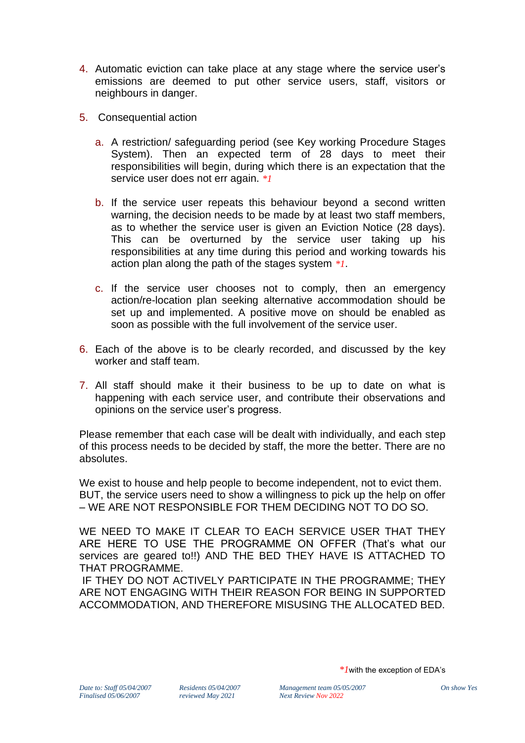4. Automatic eviction can take place at any stage where the service user's emissions are deemed to put other service users, staff, visitors or neighbours in danger.

5. Consequential action

   a. A restriction/ safeguarding period (see Key working Procedure Stages System). Then an expected term of 28 days to meet their responsibilities will begin, during which there is an expectation that the service user does not err again. *1

   b. If the service user repeats this behaviour beyond a second written warning, the decision needs to be made by at least two staff members, as to whether the service user is given an Eviction Notice (28 days). This can be overturned by the service user taking up his responsibilities at any time during this period and working towards his action plan along the path of the stages system *1.

   c. If the service user chooses not to comply, then an emergency action/re-location plan seeking alternative accommodation should be set up and implemented. A positive move on should be enabled as soon as possible with the full involvement of the service user.

6. Each of the above is to be clearly recorded, and discussed by the key worker and staff team.

7. All staff should make it their business to be up to date on what is happening with each service user, and contribute their observations and opinions on the service user's progress.

Please remember that each case will be dealt with individually, and each step of this process needs to be decided by staff, the more the better. There are no absolutes.

We exist to house and help people to become independent, not to evict them. BUT, the service users need to show a willingness to pick up the help on offer – WE ARE NOT RESPONSIBLE FOR THEM DECIDING NOT TO DO SO.

WE NEED TO MAKE IT CLEAR TO EACH SERVICE USER THAT THEY ARE HERE TO USE THE PROGRAMME ON OFFER (That's what our services are geared to!!) AND THE BED THEY HAVE IS ATTACHED TO THAT PROGRAMME.
IF THEY DO NOT ACTIVELY PARTICIPATE IN THE PROGRAMME; THEY ARE NOT ENGAGING WITH THEIR REASON FOR BEING IN SUPPORTED ACCOMMODATION, AND THEREFORE MISUSING THE ALLOCATED BED.

*1 with the exception of EDA's

*Date to: Staff 05/04/2007* *Residents 05/04/2007* *Management team 05/05/2007* *On show Yes*
*Finalised 05/06/2007* *reviewed May 2021* *Next Review Nov 2022*